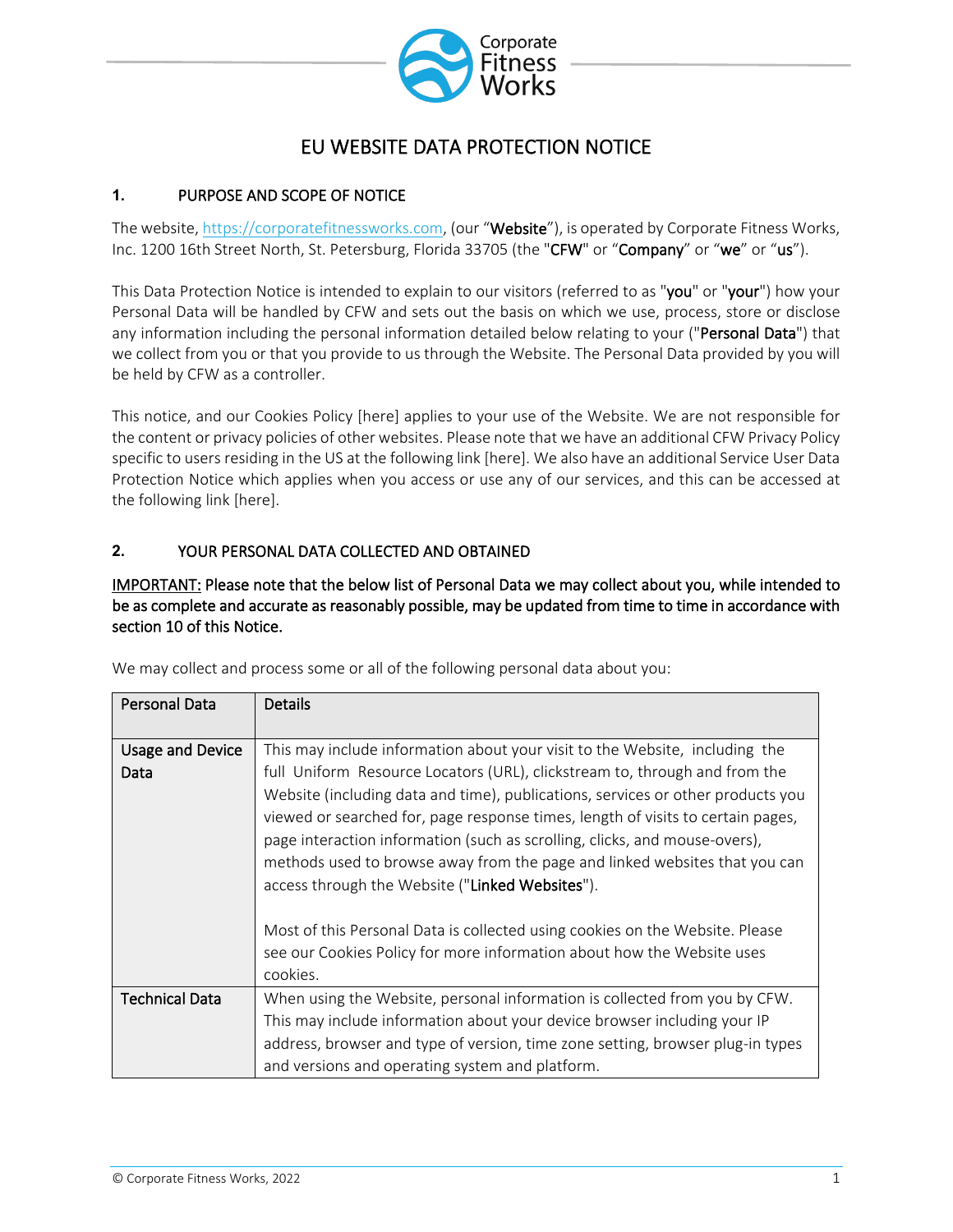# EU WEBSITE DATA PROTECTION NOTICE

## 1. PURPOSE AND SCOPE OF NOTICE

The website, https://corporatefitnessworks.com, (our "**Website**"), is operated by Corporate Fitness Works, Inc. 1200 16th Street North, St. Petersburg, Florida 33705 (the "**CFW**" or "**Company**" or "**we**" or "**us**").

This Data Protection Notice is intended to explain to our visitors (referred to as "**you**" or "**your**") how your Personal Data will be handled by CFW and sets out the basis on which we use, process, store or disclose any information including the personal information detailed below relating to your ("**Personal Data**") that we collect from you or that you provide to us through the Website. The Personal Data provided by you will be held by CFW as a controller.

This notice, and our Cookies Policy [here] applies to your use of the Website. We are not responsible for the content or privacy policies of other websites. Please note that we have an additional CFW Privacy Policy specific to users residing in the US at the following link [here]. We also have an additional Service User Data Protection Notice which applies when you access or use any of our services, and this can be accessed at the following link [here].

## 2. YOUR PERSONAL DATA COLLECTED AND OBTAINED

**<u>IMPORTANT:</u> Please note that the below list of Personal Data we may collect about you, while intended to be as complete and accurate as reasonably possible, may be updated from time to time in accordance with section 10 of this Notice.**

We may collect and process some or all of the following personal data about you:

| Personal Data | Details |
|---|---|
| Usage and Device Data | This may include information about your visit to the Website, including the full Uniform Resource Locators (URL), clickstream to, through and from the Website (including data and time), publications, services or other products you viewed or searched for, page response times, length of visits to certain pages, page interaction information (such as scrolling, clicks, and mouse-overs), methods used to browse away from the page and linked websites that you can access through the Website ("**Linked Websites**").<br><br>Most of this Personal Data is collected using cookies on the Website. Please see our Cookies Policy for more information about how the Website uses cookies. |
| Technical Data | When using the Website, personal information is collected from you by CFW. This may include information about your device browser including your IP address, browser and type of version, time zone setting, browser plug-in types and versions and operating system and platform. |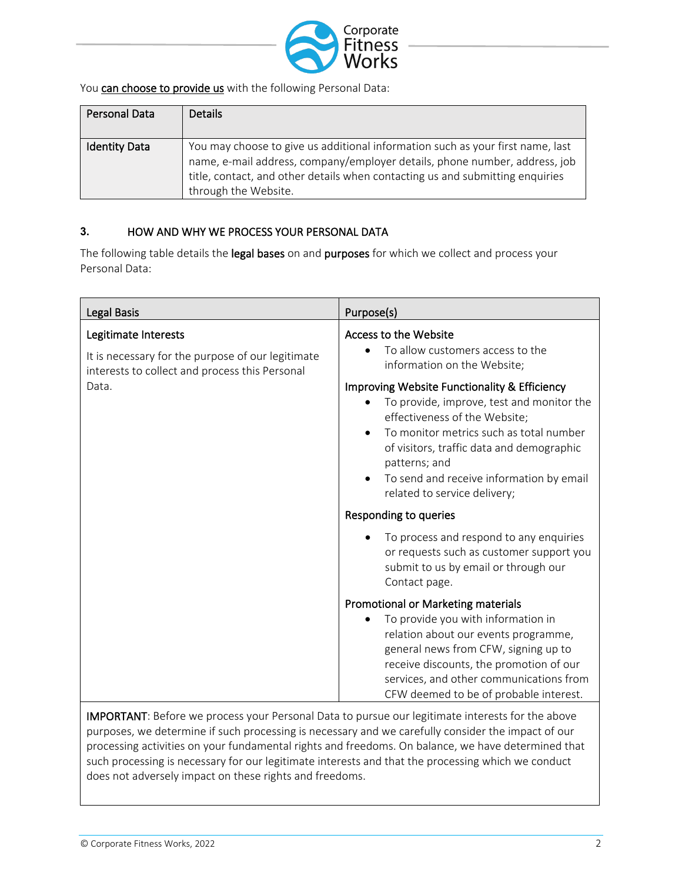You can choose to provide us with the following Personal Data:

| Personal Data | Details |
| --- | --- |
| Identity Data | You may choose to give us additional information such as your first name, last name, e-mail address, company/employer details, phone number, address, job title, contact, and other details when contacting us and submitting enquiries through the Website. |

## 3. HOW AND WHY WE PROCESS YOUR PERSONAL DATA

The following table details the **legal bases** on and **purposes** for which we collect and process your Personal Data:

| Legal Basis | Purpose(s) |
| --- | --- |
| Legitimate Interests<br><br>It is necessary for the purpose of our legitimate interests to collect and process this Personal Data. | Access to the Website<br>• To allow customers access to the information on the Website;<br><br>Improving Website Functionality & Efficiency<br>• To provide, improve, test and monitor the effectiveness of the Website;<br>• To monitor metrics such as total number of visitors, traffic data and demographic patterns; and<br>• To send and receive information by email related to service delivery;<br><br>Responding to queries<br>• To process and respond to any enquiries or requests such as customer support you submit to us by email or through our Contact page.<br><br>Promotional or Marketing materials<br>• To provide you with information in relation about our events programme, general news from CFW, signing up to receive discounts, the promotion of our services, and other communications from CFW deemed to be of probable interest. |

**IMPORTANT**: Before we process your Personal Data to pursue our legitimate interests for the above purposes, we determine if such processing is necessary and we carefully consider the impact of our processing activities on your fundamental rights and freedoms. On balance, we have determined that such processing is necessary for our legitimate interests and that the processing which we conduct does not adversely impact on these rights and freedoms.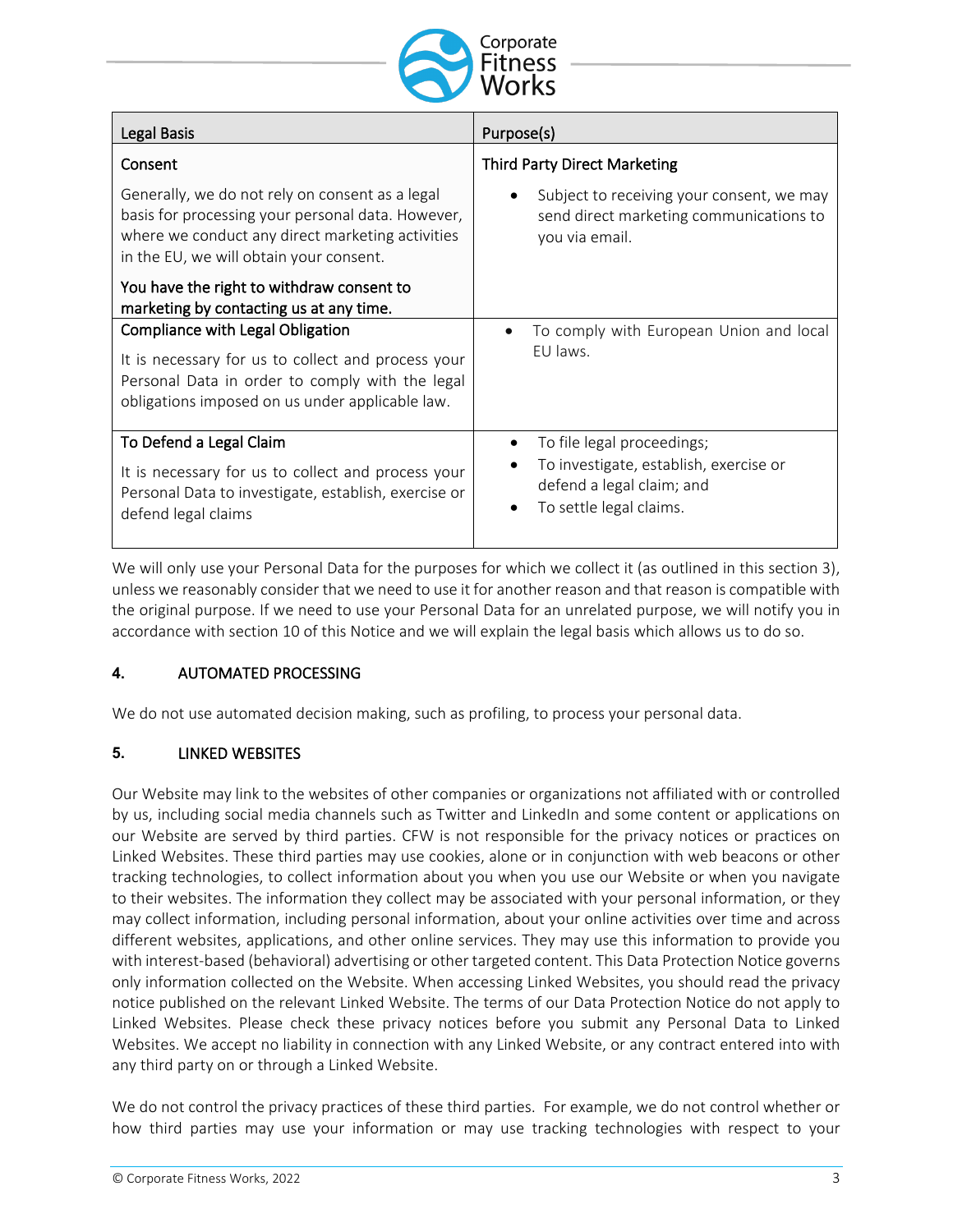| Legal Basis | Purpose(s) |
| --- | --- |
| **Consent**<br><br>Generally, we do not rely on consent as a legal basis for processing your personal data. However, where we conduct any direct marketing activities in the EU, we will obtain your consent.<br><br>**You have the right to withdraw consent to marketing by contacting us at any time.** | **Third Party Direct Marketing**<br><br>• Subject to receiving your consent, we may send direct marketing communications to you via email. |
| **Compliance with Legal Obligation**<br><br>It is necessary for us to collect and process your Personal Data in order to comply with the legal obligations imposed on us under applicable law. | • To comply with European Union and local EU laws. |
| **To Defend a Legal Claim**<br><br>It is necessary for us to collect and process your Personal Data to investigate, establish, exercise or defend legal claims | • To file legal proceedings;<br>• To investigate, establish, exercise or defend a legal claim; and<br>• To settle legal claims. |

We will only use your Personal Data for the purposes for which we collect it (as outlined in this section 3), unless we reasonably consider that we need to use it for another reason and that reason is compatible with the original purpose. If we need to use your Personal Data for an unrelated purpose, we will notify you in accordance with section 10 of this Notice and we will explain the legal basis which allows us to do so.

## 4. AUTOMATED PROCESSING

We do not use automated decision making, such as profiling, to process your personal data.

## 5. LINKED WEBSITES

Our Website may link to the websites of other companies or organizations not affiliated with or controlled by us, including social media channels such as Twitter and LinkedIn and some content or applications on our Website are served by third parties. CFW is not responsible for the privacy notices or practices on Linked Websites. These third parties may use cookies, alone or in conjunction with web beacons or other tracking technologies, to collect information about you when you use our Website or when you navigate to their websites. The information they collect may be associated with your personal information, or they may collect information, including personal information, about your online activities over time and across different websites, applications, and other online services. They may use this information to provide you with interest-based (behavioral) advertising or other targeted content. This Data Protection Notice governs only information collected on the Website. When accessing Linked Websites, you should read the privacy notice published on the relevant Linked Website. The terms of our Data Protection Notice do not apply to Linked Websites. Please check these privacy notices before you submit any Personal Data to Linked Websites. We accept no liability in connection with any Linked Website, or any contract entered into with any third party on or through a Linked Website.

We do not control the privacy practices of these third parties. For example, we do not control whether or how third parties may use your information or may use tracking technologies with respect to your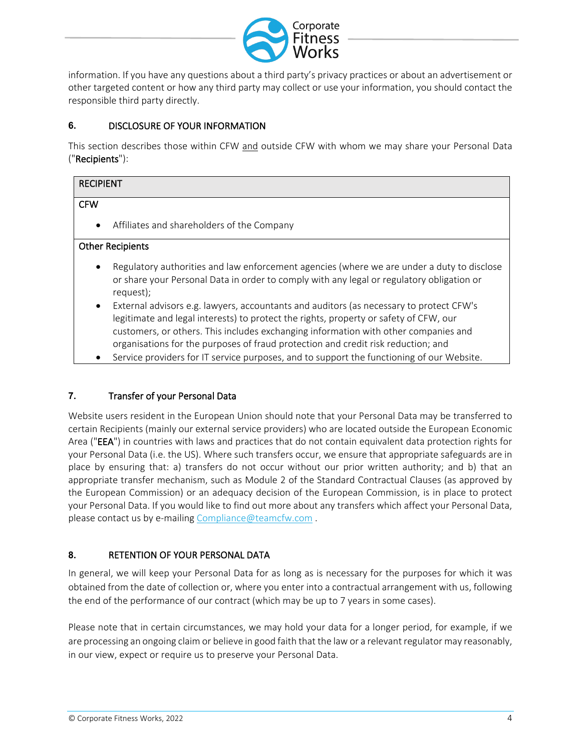information. If you have any questions about a third party's privacy practices or about an advertisement or other targeted content or how any third party may collect or use your information, you should contact the responsible third party directly.

## 6. DISCLOSURE OF YOUR INFORMATION

This section describes those within CFW and outside CFW with whom we may share your Personal Data ("**Recipients**"):

| RECIPIENT |
| --- |
| CFW<br>• Affiliates and shareholders of the Company |
| Other Recipients<br>• Regulatory authorities and law enforcement agencies (where we are under a duty to disclose or share your Personal Data in order to comply with any legal or regulatory obligation or request);<br>• External advisors e.g. lawyers, accountants and auditors (as necessary to protect CFW's legitimate and legal interests) to protect the rights, property or safety of CFW, our customers, or others. This includes exchanging information with other companies and organisations for the purposes of fraud protection and credit risk reduction; and<br>• Service providers for IT service purposes, and to support the functioning of our Website. |

## 7. Transfer of your Personal Data

Website users resident in the European Union should note that your Personal Data may be transferred to certain Recipients (mainly our external service providers) who are located outside the European Economic Area ("**EEA**") in countries with laws and practices that do not contain equivalent data protection rights for your Personal Data (i.e. the US). Where such transfers occur, we ensure that appropriate safeguards are in place by ensuring that: a) transfers do not occur without our prior written authority; and b) that an appropriate transfer mechanism, such as Module 2 of the Standard Contractual Clauses (as approved by the European Commission) or an adequacy decision of the European Commission, is in place to protect your Personal Data. If you would like to find out more about any transfers which affect your Personal Data, please contact us by e-mailing Compliance@teamcfw.com .

## 8. RETENTION OF YOUR PERSONAL DATA

In general, we will keep your Personal Data for as long as is necessary for the purposes for which it was obtained from the date of collection or, where you enter into a contractual arrangement with us, following the end of the performance of our contract (which may be up to 7 years in some cases).

Please note that in certain circumstances, we may hold your data for a longer period, for example, if we are processing an ongoing claim or believe in good faith that the law or a relevant regulator may reasonably, in our view, expect or require us to preserve your Personal Data.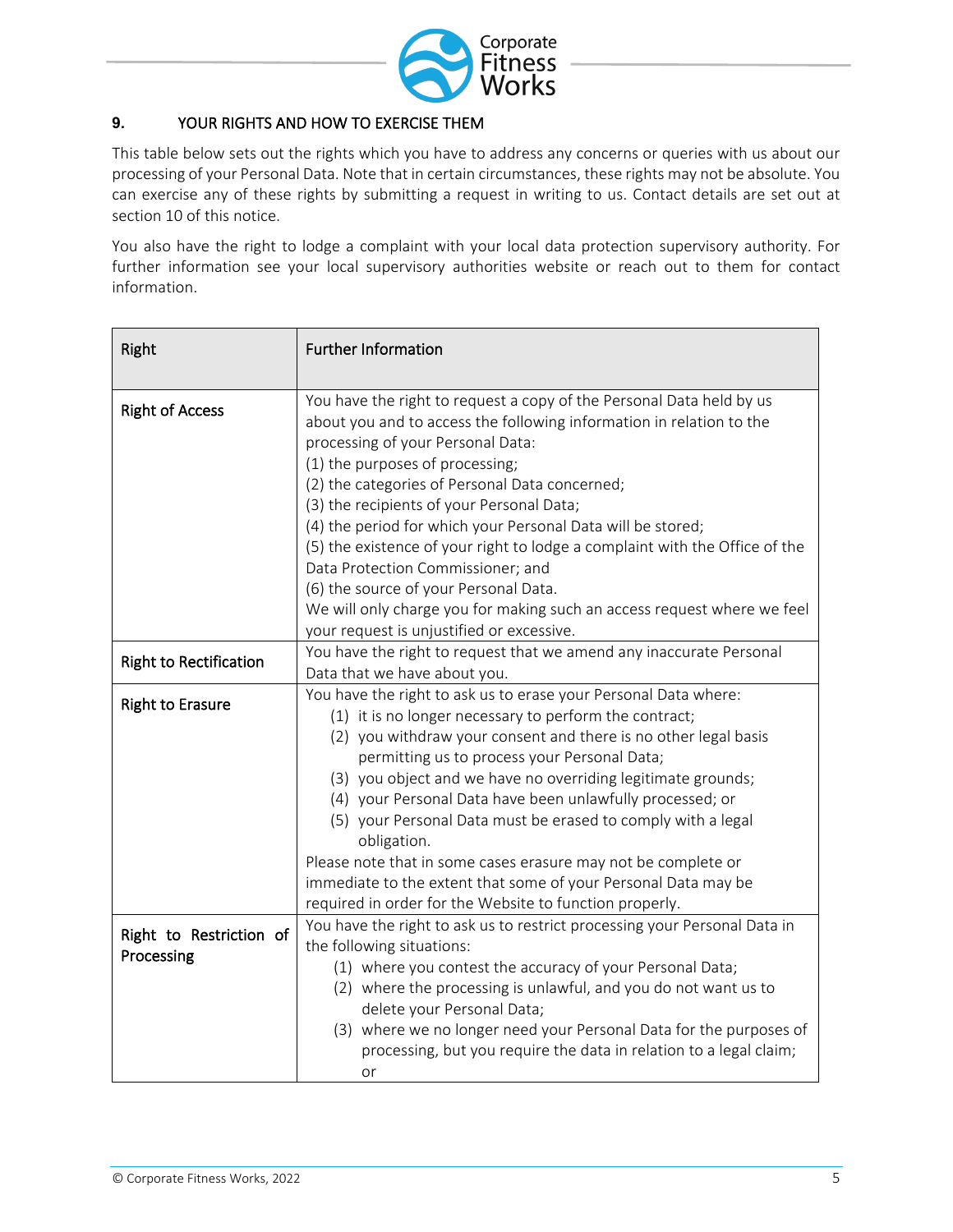## 9. YOUR RIGHTS AND HOW TO EXERCISE THEM

This table below sets out the rights which you have to address any concerns or queries with us about our processing of your Personal Data. Note that in certain circumstances, these rights may not be absolute. You can exercise any of these rights by submitting a request in writing to us. Contact details are set out at section 10 of this notice.

You also have the right to lodge a complaint with your local data protection supervisory authority. For further information see your local supervisory authorities website or reach out to them for contact information.

| Right | Further Information |
|---|---|
| Right of Access | You have the right to request a copy of the Personal Data held by us about you and to access the following information in relation to the processing of your Personal Data:<br>(1) the purposes of processing;<br>(2) the categories of Personal Data concerned;<br>(3) the recipients of your Personal Data;<br>(4) the period for which your Personal Data will be stored;<br>(5) the existence of your right to lodge a complaint with the Office of the Data Protection Commissioner; and<br>(6) the source of your Personal Data.<br>We will only charge you for making such an access request where we feel your request is unjustified or excessive. |
| Right to Rectification | You have the right to request that we amend any inaccurate Personal Data that we have about you. |
| Right to Erasure | You have the right to ask us to erase your Personal Data where:<br>(1) it is no longer necessary to perform the contract;<br>(2) you withdraw your consent and there is no other legal basis permitting us to process your Personal Data;<br>(3) you object and we have no overriding legitimate grounds;<br>(4) your Personal Data have been unlawfully processed; or<br>(5) your Personal Data must be erased to comply with a legal obligation.<br>Please note that in some cases erasure may not be complete or immediate to the extent that some of your Personal Data may be required in order for the Website to function properly. |
| Right to Restriction of Processing | You have the right to ask us to restrict processing your Personal Data in the following situations:<br>(1) where you contest the accuracy of your Personal Data;<br>(2) where the processing is unlawful, and you do not want us to delete your Personal Data;<br>(3) where we no longer need your Personal Data for the purposes of processing, but you require the data in relation to a legal claim; or |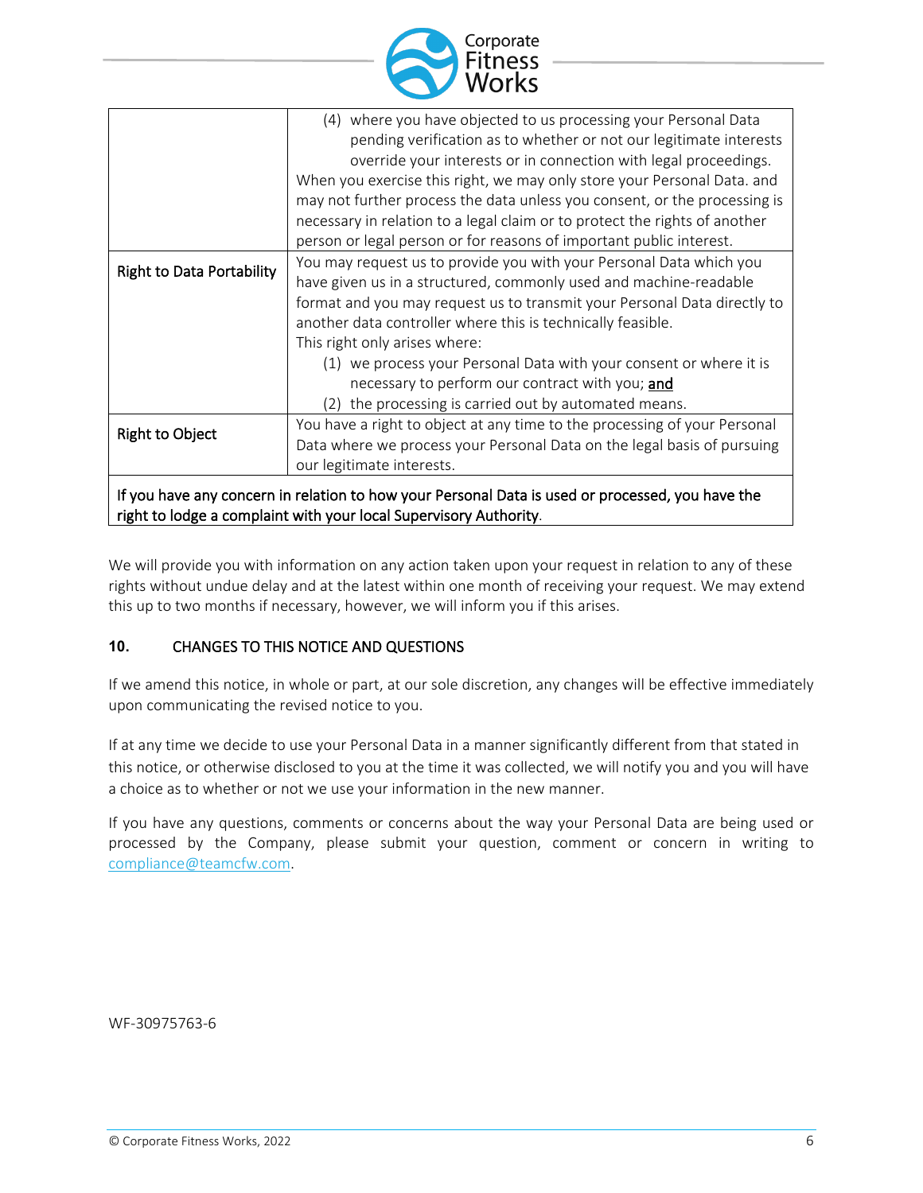| | |
|---|---|
| | (4) where you have objected to us processing your Personal Data pending verification as to whether or not our legitimate interests override your interests or in connection with legal proceedings.<br>When you exercise this right, we may only store your Personal Data. and may not further process the data unless you consent, or the processing is necessary in relation to a legal claim or to protect the rights of another person or legal person or for reasons of important public interest. |
| **Right to Data Portability** | You may request us to provide you with your Personal Data which you have given us in a structured, commonly used and machine-readable format and you may request us to transmit your Personal Data directly to another data controller where this is technically feasible.<br>This right only arises where:<br>(1) we process your Personal Data with your consent or where it is necessary to perform our contract with you; **and**<br>(2) the processing is carried out by automated means. |
| **Right to Object** | You have a right to object at any time to the processing of your Personal Data where we process your Personal Data on the legal basis of pursuing our legitimate interests. |
| **If you have any concern in relation to how your Personal Data is used or processed, you have the right to lodge a complaint with your local Supervisory Authority.** | |

We will provide you with information on any action taken upon your request in relation to any of these rights without undue delay and at the latest within one month of receiving your request. We may extend this up to two months if necessary, however, we will inform you if this arises.

## 10. CHANGES TO THIS NOTICE AND QUESTIONS

If we amend this notice, in whole or part, at our sole discretion, any changes will be effective immediately upon communicating the revised notice to you.

If at any time we decide to use your Personal Data in a manner significantly different from that stated in this notice, or otherwise disclosed to you at the time it was collected, we will notify you and you will have a choice as to whether or not we use your information in the new manner.

If you have any questions, comments or concerns about the way your Personal Data are being used or processed by the Company, please submit your question, comment or concern in writing to compliance@teamcfw.com.

WF-30975763-6